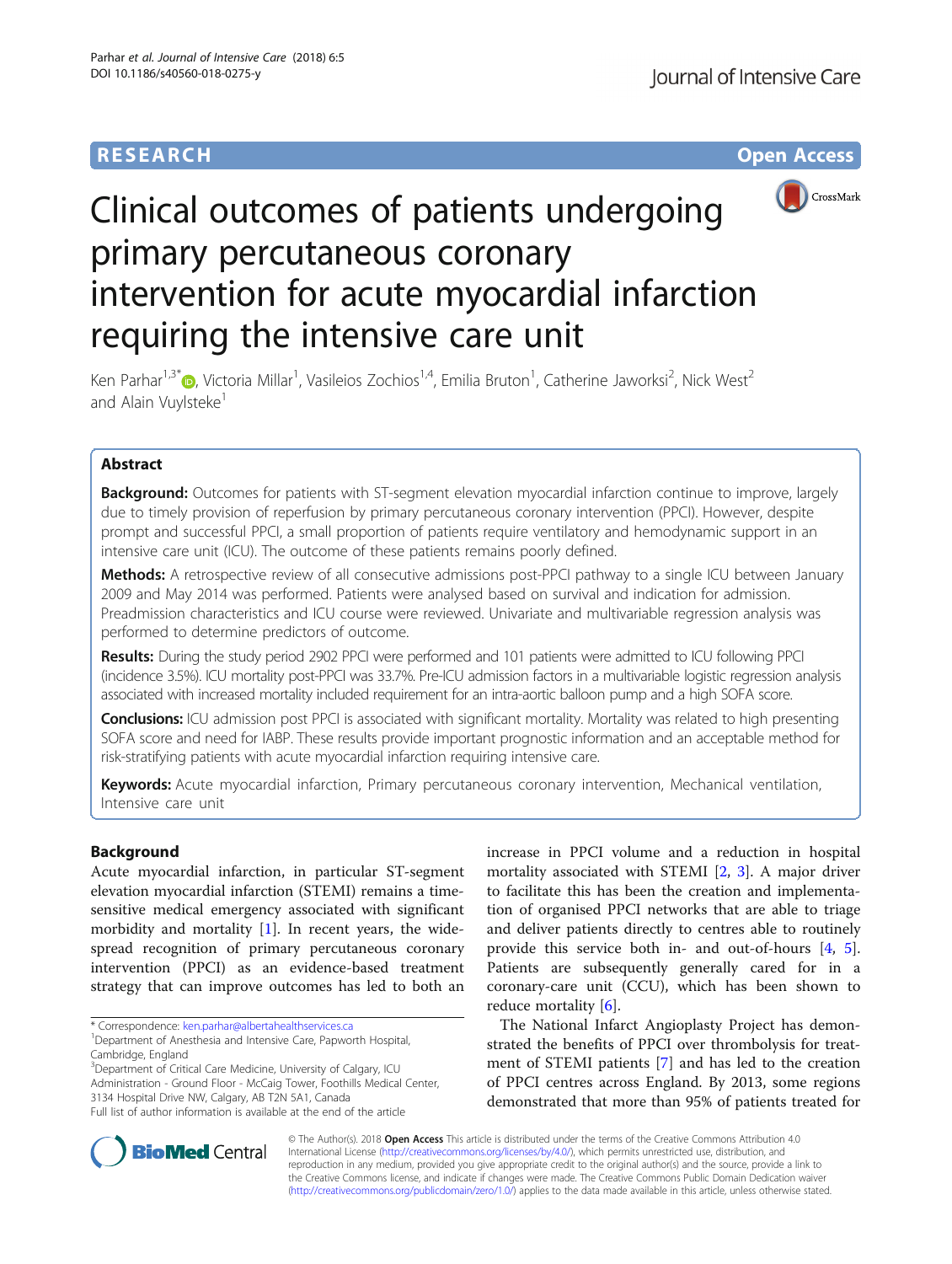RESEARCH Open Access

# Clinical outcomes of patients undergoing primary percutaneous coronary intervention for acute myocardial infarction requiring the intensive care unit

Ken Parhar[1,3*], Victoria Millar[1], Vasileios Zochios[1,4], Emilia Bruton[1], Catherine Jaworksi[2], Nick West[2] and Alain Vuylsteke[1]

## Abstract

**Background:** Outcomes for patients with ST-segment elevation myocardial infarction continue to improve, largely due to timely provision of reperfusion by primary percutaneous coronary intervention (PPCI). However, despite prompt and successful PPCI, a small proportion of patients require ventilatory and hemodynamic support in an intensive care unit (ICU). The outcome of these patients remains poorly defined.

**Methods:** A retrospective review of all consecutive admissions post-PPCI pathway to a single ICU between January 2009 and May 2014 was performed. Patients were analysed based on survival and indication for admission. Preadmission characteristics and ICU course were reviewed. Univariate and multivariable regression analysis was performed to determine predictors of outcome.

**Results:** During the study period 2902 PPCI were performed and 101 patients were admitted to ICU following PPCI (incidence 3.5%). ICU mortality post-PPCI was 33.7%. Pre-ICU admission factors in a multivariable logistic regression analysis associated with increased mortality included requirement for an intra-aortic balloon pump and a high SOFA score.

**Conclusions:** ICU admission post PPCI is associated with significant mortality. Mortality was related to high presenting SOFA score and need for IABP. These results provide important prognostic information and an acceptable method for risk-stratifying patients with acute myocardial infarction requiring intensive care.

**Keywords:** Acute myocardial infarction, Primary percutaneous coronary intervention, Mechanical ventilation, Intensive care unit

## Background

Acute myocardial infarction, in particular ST-segment elevation myocardial infarction (STEMI) remains a time-sensitive medical emergency associated with significant morbidity and mortality [1]. In recent years, the widespread recognition of primary percutaneous coronary intervention (PPCI) as an evidence-based treatment strategy that can improve outcomes has led to both an increase in PPCI volume and a reduction in hospital mortality associated with STEMI [2, 3]. A major driver to facilitate this has been the creation and implementation of organised PPCI networks that are able to triage and deliver patients directly to centres able to routinely provide this service both in- and out-of-hours [4, 5]. Patients are subsequently generally cared for in a coronary-care unit (CCU), which has been shown to reduce mortality [6].

The National Infarct Angioplasty Project has demonstrated the benefits of PPCI over thrombolysis for treatment of STEMI patients [7] and has led to the creation of PPCI centres across England. By 2013, some regions demonstrated that more than 95% of patients treated for

* Correspondence: ken.parhar@albertahealthservices.ca
[1]Department of Anesthesia and Intensive Care, Papworth Hospital, Cambridge, England
[3]Department of Critical Care Medicine, University of Calgary, ICU Administration - Ground Floor - McCaig Tower, Foothills Medical Center, 3134 Hospital Drive NW, Calgary, AB T2N 5A1, Canada
Full list of author information is available at the end of the article

© The Author(s). 2018 **Open Access** This article is distributed under the terms of the Creative Commons Attribution 4.0 International License (http://creativecommons.org/licenses/by/4.0/), which permits unrestricted use, distribution, and reproduction in any medium, provided you give appropriate credit to the original author(s) and the source, provide a link to the Creative Commons license, and indicate if changes were made. The Creative Commons Public Domain Dedication waiver (http://creativecommons.org/publicdomain/zero/1.0/) applies to the data made available in this article, unless otherwise stated.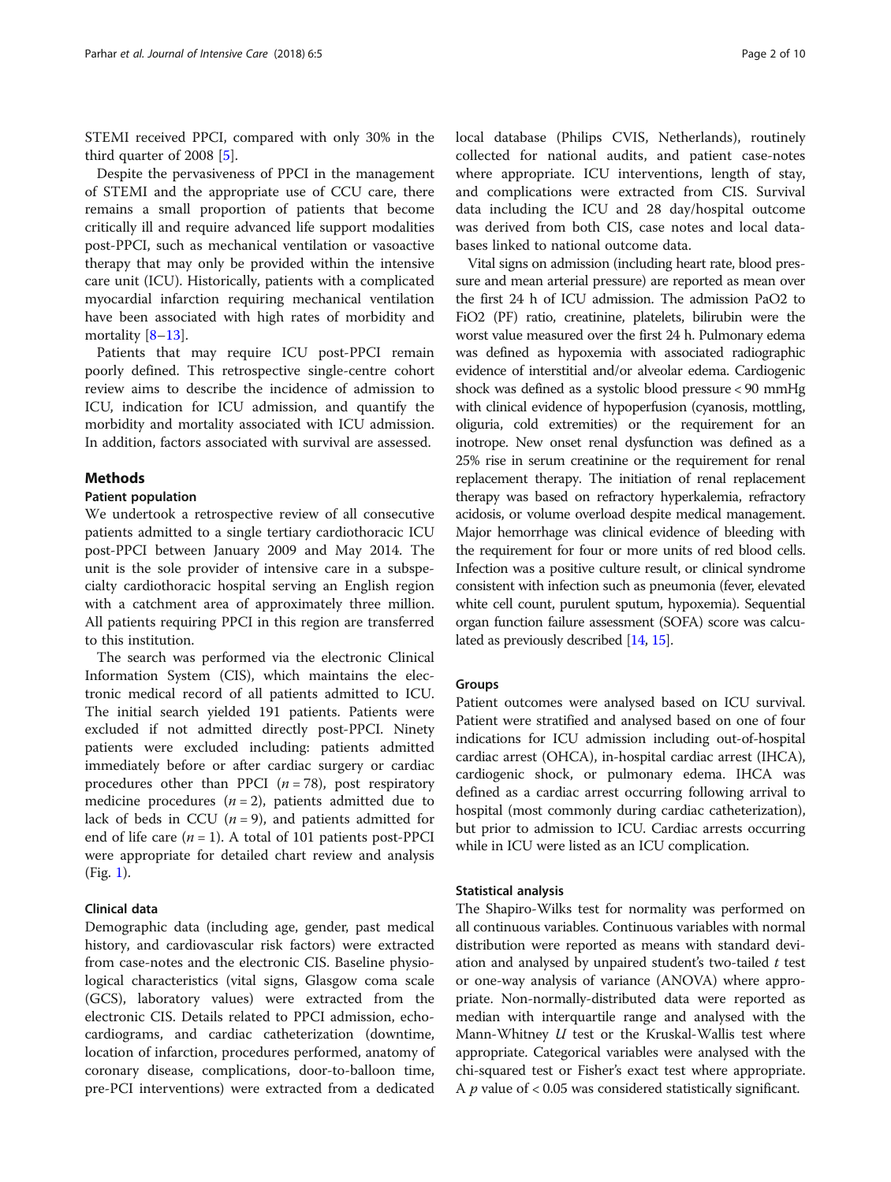STEMI received PPCI, compared with only 30% in the third quarter of 2008 [5].

Despite the pervasiveness of PPCI in the management of STEMI and the appropriate use of CCU care, there remains a small proportion of patients that become critically ill and require advanced life support modalities post-PPCI, such as mechanical ventilation or vasoactive therapy that may only be provided within the intensive care unit (ICU). Historically, patients with a complicated myocardial infarction requiring mechanical ventilation have been associated with high rates of morbidity and mortality [8–13].

Patients that may require ICU post-PPCI remain poorly defined. This retrospective single-centre cohort review aims to describe the incidence of admission to ICU, indication for ICU admission, and quantify the morbidity and mortality associated with ICU admission. In addition, factors associated with survival are assessed.

## Methods

### Patient population

We undertook a retrospective review of all consecutive patients admitted to a single tertiary cardiothoracic ICU post-PPCI between January 2009 and May 2014. The unit is the sole provider of intensive care in a subspecialty cardiothoracic hospital serving an English region with a catchment area of approximately three million. All patients requiring PPCI in this region are transferred to this institution.

The search was performed via the electronic Clinical Information System (CIS), which maintains the electronic medical record of all patients admitted to ICU. The initial search yielded 191 patients. Patients were excluded if not admitted directly post-PPCI. Ninety patients were excluded including: patients admitted immediately before or after cardiac surgery or cardiac procedures other than PPCI ($n = 78$), post respiratory medicine procedures ($n = 2$), patients admitted due to lack of beds in CCU ($n = 9$), and patients admitted for end of life care ($n = 1$). A total of 101 patients post-PPCI were appropriate for detailed chart review and analysis (Fig. 1).

### Clinical data

Demographic data (including age, gender, past medical history, and cardiovascular risk factors) were extracted from case-notes and the electronic CIS. Baseline physiological characteristics (vital signs, Glasgow coma scale (GCS), laboratory values) were extracted from the electronic CIS. Details related to PPCI admission, echocardiograms, and cardiac catheterization (downtime, location of infarction, procedures performed, anatomy of coronary disease, complications, door-to-balloon time, pre-PCI interventions) were extracted from a dedicated local database (Philips CVIS, Netherlands), routinely collected for national audits, and patient case-notes where appropriate. ICU interventions, length of stay, and complications were extracted from CIS. Survival data including the ICU and 28 day/hospital outcome was derived from both CIS, case notes and local databases linked to national outcome data.

Vital signs on admission (including heart rate, blood pressure and mean arterial pressure) are reported as mean over the first 24 h of ICU admission. The admission PaO2 to FiO2 (PF) ratio, creatinine, platelets, bilirubin were the worst value measured over the first 24 h. Pulmonary edema was defined as hypoxemia with associated radiographic evidence of interstitial and/or alveolar edema. Cardiogenic shock was defined as a systolic blood pressure < 90 mmHg with clinical evidence of hypoperfusion (cyanosis, mottling, oliguria, cold extremities) or the requirement for an inotrope. New onset renal dysfunction was defined as a 25% rise in serum creatinine or the requirement for renal replacement therapy. The initiation of renal replacement therapy was based on refractory hyperkalemia, refractory acidosis, or volume overload despite medical management. Major hemorrhage was clinical evidence of bleeding with the requirement for four or more units of red blood cells. Infection was a positive culture result, or clinical syndrome consistent with infection such as pneumonia (fever, elevated white cell count, purulent sputum, hypoxemia). Sequential organ function failure assessment (SOFA) score was calculated as previously described [14, 15].

### Groups

Patient outcomes were analysed based on ICU survival. Patient were stratified and analysed based on one of four indications for ICU admission including out-of-hospital cardiac arrest (OHCA), in-hospital cardiac arrest (IHCA), cardiogenic shock, or pulmonary edema. IHCA was defined as a cardiac arrest occurring following arrival to hospital (most commonly during cardiac catheterization), but prior to admission to ICU. Cardiac arrests occurring while in ICU were listed as an ICU complication.

### Statistical analysis

The Shapiro-Wilks test for normality was performed on all continuous variables. Continuous variables with normal distribution were reported as means with standard deviation and analysed by unpaired student's two-tailed *t* test or one-way analysis of variance (ANOVA) where appropriate. Non-normally-distributed data were reported as median with interquartile range and analysed with the Mann-Whitney *U* test or the Kruskal-Wallis test where appropriate. Categorical variables were analysed with the chi-squared test or Fisher's exact test where appropriate. A $p$ value of < 0.05 was considered statistically significant.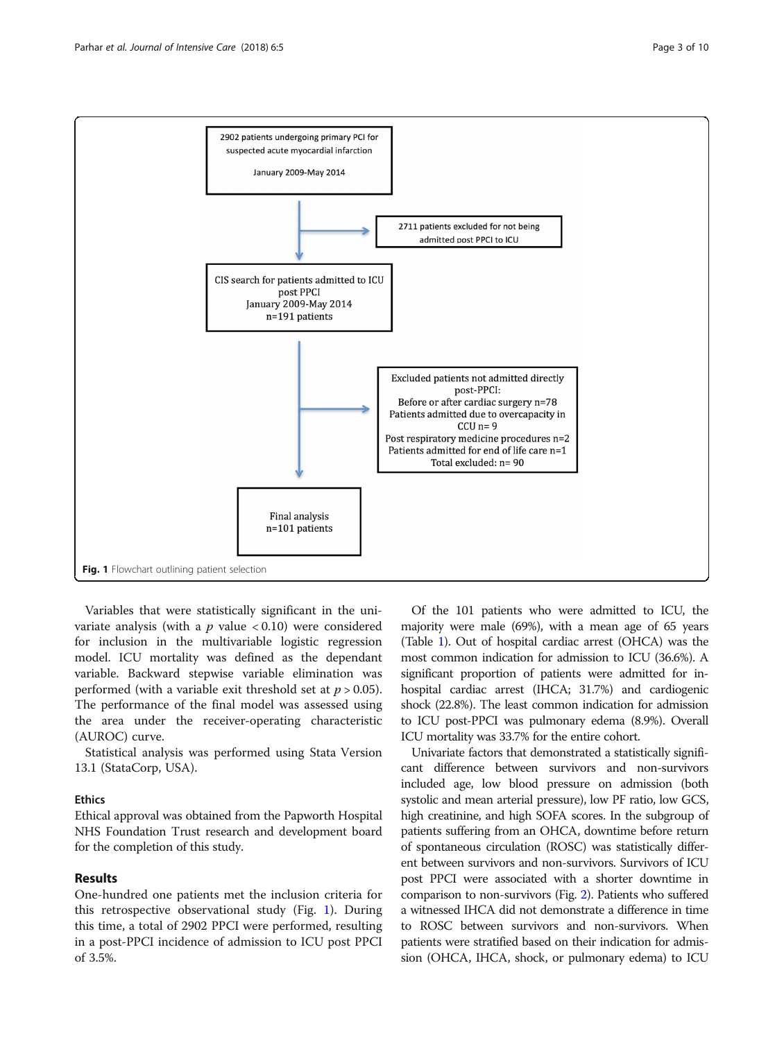2902 patients undergoing primary PCI for suspected acute myocardial infarction

January 2009-May 2014

2711 patients excluded for not being admitted post PPCI to ICU

CIS search for patients admitted to ICU post PPCI
January 2009-May 2014
n=191 patients

Excluded patients not admitted directly post-PPCI:
Before or after cardiac surgery n=78
Patients admitted due to overcapacity in CCU n= 9
Post respiratory medicine procedures n=2
Patients admitted for end of life care n=1
Total excluded: n= 90

Final analysis
n=101 patients

**Fig. 1** Flowchart outlining patient selection

Variables that were statistically significant in the univariate analysis (with a $p$ value $< 0.10$) were considered for inclusion in the multivariable logistic regression model. ICU mortality was defined as the dependant variable. Backward stepwise variable elimination was performed (with a variable exit threshold set at $p > 0.05$). The performance of the final model was assessed using the area under the receiver-operating characteristic (AUROC) curve.

Statistical analysis was performed using Stata Version 13.1 (StataCorp, USA).

### Ethics

Ethical approval was obtained from the Papworth Hospital NHS Foundation Trust research and development board for the completion of this study.

## Results

One-hundred one patients met the inclusion criteria for this retrospective observational study (Fig. 1). During this time, a total of 2902 PPCI were performed, resulting in a post-PPCI incidence of admission to ICU post PPCI of 3.5%.

Of the 101 patients who were admitted to ICU, the majority were male (69%), with a mean age of 65 years (Table 1). Out of hospital cardiac arrest (OHCA) was the most common indication for admission to ICU (36.6%). A significant proportion of patients were admitted for in-hospital cardiac arrest (IHCA; 31.7%) and cardiogenic shock (22.8%). The least common indication for admission to ICU post-PPCI was pulmonary edema (8.9%). Overall ICU mortality was 33.7% for the entire cohort.

Univariate factors that demonstrated a statistically significant difference between survivors and non-survivors included age, low blood pressure on admission (both systolic and mean arterial pressure), low PF ratio, low GCS, high creatinine, and high SOFA scores. In the subgroup of patients suffering from an OHCA, downtime before return of spontaneous circulation (ROSC) was statistically different between survivors and non-survivors. Survivors of ICU post PPCI were associated with a shorter downtime in comparison to non-survivors (Fig. 2). Patients who suffered a witnessed IHCA did not demonstrate a difference in time to ROSC between survivors and non-survivors. When patients were stratified based on their indication for admission (OHCA, IHCA, shock, or pulmonary edema) to ICU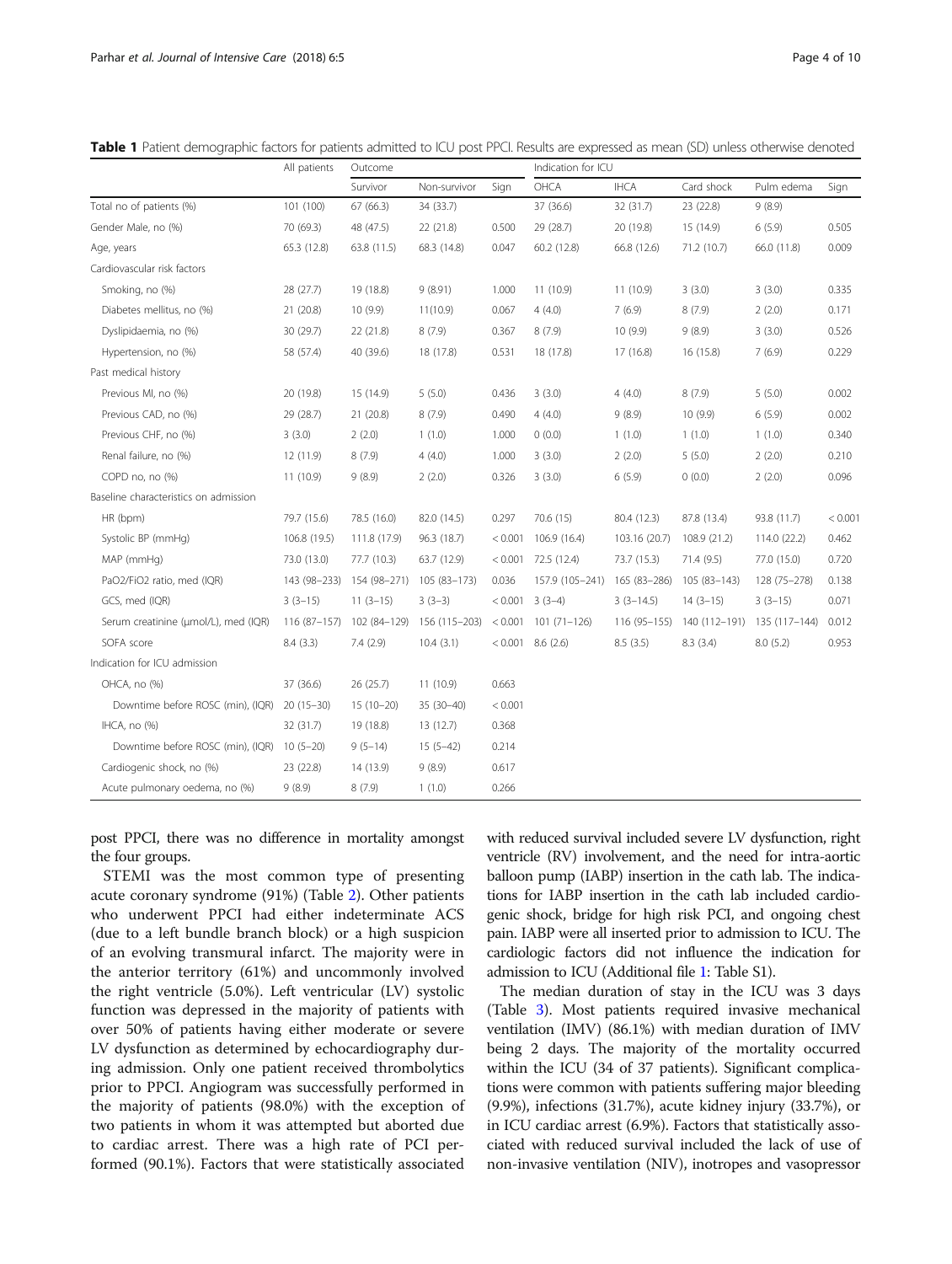**Table 1** Patient demographic factors for patients admitted to ICU post PPCI. Results are expressed as mean (SD) unless otherwise denoted

| | All patients | Outcome | | | Indication for ICU | | | | |
|---|---|---|---|---|---|---|---|---|---|
| | | Survivor | Non-survivor | Sign | OHCA | IHCA | Card shock | Pulm edema | Sign |
| Total no of patients (%) | 101 (100) | 67 (66.3) | 34 (33.7) | | 37 (36.6) | 32 (31.7) | 23 (22.8) | 9 (8.9) | |
| Gender Male, no (%) | 70 (69.3) | 48 (47.5) | 22 (21.8) | 0.500 | 29 (28.7) | 20 (19.8) | 15 (14.9) | 6 (5.9) | 0.505 |
| Age, years | 65.3 (12.8) | 63.8 (11.5) | 68.3 (14.8) | 0.047 | 60.2 (12.8) | 66.8 (12.6) | 71.2 (10.7) | 66.0 (11.8) | 0.009 |
| Cardiovascular risk factors | | | | | | | | | |
| Smoking, no (%) | 28 (27.7) | 19 (18.8) | 9 (8.91) | 1.000 | 11 (10.9) | 11 (10.9) | 3 (3.0) | 3 (3.0) | 0.335 |
| Diabetes mellitus, no (%) | 21 (20.8) | 10 (9.9) | 11(10.9) | 0.067 | 4 (4.0) | 7 (6.9) | 8 (7.9) | 2 (2.0) | 0.171 |
| Dyslipidaemia, no (%) | 30 (29.7) | 22 (21.8) | 8 (7.9) | 0.367 | 8 (7.9) | 10 (9.9) | 9 (8.9) | 3 (3.0) | 0.526 |
| Hypertension, no (%) | 58 (57.4) | 40 (39.6) | 18 (17.8) | 0.531 | 18 (17.8) | 17 (16.8) | 16 (15.8) | 7 (6.9) | 0.229 |
| Past medical history | | | | | | | | | |
| Previous MI, no (%) | 20 (19.8) | 15 (14.9) | 5 (5.0) | 0.436 | 3 (3.0) | 4 (4.0) | 8 (7.9) | 5 (5.0) | 0.002 |
| Previous CAD, no (%) | 29 (28.7) | 21 (20.8) | 8 (7.9) | 0.490 | 4 (4.0) | 9 (8.9) | 10 (9.9) | 6 (5.9) | 0.002 |
| Previous CHF, no (%) | 3 (3.0) | 2 (2.0) | 1 (1.0) | 1.000 | 0 (0.0) | 1 (1.0) | 1 (1.0) | 1 (1.0) | 0.340 |
| Renal failure, no (%) | 12 (11.9) | 8 (7.9) | 4 (4.0) | 1.000 | 3 (3.0) | 2 (2.0) | 5 (5.0) | 2 (2.0) | 0.210 |
| COPD no, no (%) | 11 (10.9) | 9 (8.9) | 2 (2.0) | 0.326 | 3 (3.0) | 6 (5.9) | 0 (0.0) | 2 (2.0) | 0.096 |
| Baseline characteristics on admission | | | | | | | | | |
| HR (bpm) | 79.7 (15.6) | 78.5 (16.0) | 82.0 (14.5) | 0.297 | 70.6 (15) | 80.4 (12.3) | 87.8 (13.4) | 93.8 (11.7) | < 0.001 |
| Systolic BP (mmHg) | 106.8 (19.5) | 111.8 (17.9) | 96.3 (18.7) | < 0.001 | 106.9 (16.4) | 103.16 (20.7) | 108.9 (21.2) | 114.0 (22.2) | 0.462 |
| MAP (mmHg) | 73.0 (13.0) | 77.7 (10.3) | 63.7 (12.9) | < 0.001 | 72.5 (12.4) | 73.7 (15.3) | 71.4 (9.5) | 77.0 (15.0) | 0.720 |
| PaO2/FiO2 ratio, med (IQR) | 143 (98–233) | 154 (98–271) | 105 (83–173) | 0.036 | 157.9 (105–241) | 165 (83–286) | 105 (83–143) | 128 (75–278) | 0.138 |
| GCS, med (IQR) | 3 (3–15) | 11 (3–15) | 3 (3–3) | < 0.001 | 3 (3–4) | 3 (3–14.5) | 14 (3–15) | 3 (3–15) | 0.071 |
| Serum creatinine (μmol/L), med (IQR) | 116 (87–157) | 102 (84–129) | 156 (115–203) | < 0.001 | 101 (71–126) | 116 (95–155) | 140 (112–191) | 135 (117–144) | 0.012 |
| SOFA score | 8.4 (3.3) | 7.4 (2.9) | 10.4 (3.1) | < 0.001 | 8.6 (2.6) | 8.5 (3.5) | 8.3 (3.4) | 8.0 (5.2) | 0.953 |
| Indication for ICU admission | | | | | | | | | |
| OHCA, no (%) | 37 (36.6) | 26 (25.7) | 11 (10.9) | 0.663 | | | | | |
| Downtime before ROSC (min), (IQR) | 20 (15–30) | 15 (10–20) | 35 (30–40) | < 0.001 | | | | | |
| IHCA, no (%) | 32 (31.7) | 19 (18.8) | 13 (12.7) | 0.368 | | | | | |
| Downtime before ROSC (min), (IQR) | 10 (5–20) | 9 (5–14) | 15 (5–42) | 0.214 | | | | | |
| Cardiogenic shock, no (%) | 23 (22.8) | 14 (13.9) | 9 (8.9) | 0.617 | | | | | |
| Acute pulmonary oedema, no (%) | 9 (8.9) | 8 (7.9) | 1 (1.0) | 0.266 | | | | | |

post PPCI, there was no difference in mortality amongst the four groups.

STEMI was the most common type of presenting acute coronary syndrome (91%) (Table 2). Other patients who underwent PPCI had either indeterminate ACS (due to a left bundle branch block) or a high suspicion of an evolving transmural infarct. The majority were in the anterior territory (61%) and uncommonly involved the right ventricle (5.0%). Left ventricular (LV) systolic function was depressed in the majority of patients with over 50% of patients having either moderate or severe LV dysfunction as determined by echocardiography during admission. Only one patient received thrombolytics prior to PPCI. Angiogram was successfully performed in the majority of patients (98.0%) with the exception of two patients in whom it was attempted but aborted due to cardiac arrest. There was a high rate of PCI performed (90.1%). Factors that were statistically associated with reduced survival included severe LV dysfunction, right ventricle (RV) involvement, and the need for intra-aortic balloon pump (IABP) insertion in the cath lab. The indications for IABP insertion in the cath lab included cardiogenic shock, bridge for high risk PCI, and ongoing chest pain. IABP were all inserted prior to admission to ICU. The cardiologic factors did not influence the indication for admission to ICU (Additional file 1: Table S1).

The median duration of stay in the ICU was 3 days (Table 3). Most patients required invasive mechanical ventilation (IMV) (86.1%) with median duration of IMV being 2 days. The majority of the mortality occurred within the ICU (34 of 37 patients). Significant complications were common with patients suffering major bleeding (9.9%), infections (31.7%), acute kidney injury (33.7%), or in ICU cardiac arrest (6.9%). Factors that statistically associated with reduced survival included the lack of use of non-invasive ventilation (NIV), inotropes and vasopressor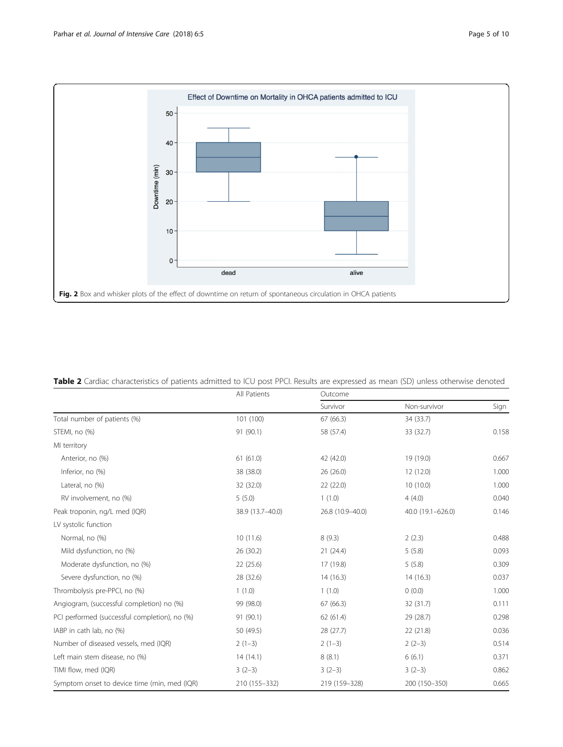**Fig. 2** Box and whisker plots of the effect of downtime on return of spontaneous circulation in OHCA patients

**Table 2** Cardiac characteristics of patients admitted to ICU post PPCI. Results are expressed as mean (SD) unless otherwise denoted

| | All Patients | Outcome | | |
|---|---|---|---|---|
| | | Survivor | Non-survivor | Sign |
| Total number of patients (%) | 101 (100) | 67 (66.3) | 34 (33.7) | |
| STEMI, no (%) | 91 (90.1) | 58 (57.4) | 33 (32.7) | 0.158 |
| MI territory | | | | |
| Anterior, no (%) | 61 (61.0) | 42 (42.0) | 19 (19.0) | 0.667 |
| Inferior, no (%) | 38 (38.0) | 26 (26.0) | 12 (12.0) | 1.000 |
| Lateral, no (%) | 32 (32.0) | 22 (22.0) | 10 (10.0) | 1.000 |
| RV involvement, no (%) | 5 (5.0) | 1 (1.0) | 4 (4.0) | 0.040 |
| Peak troponin, ng/L med (IQR) | 38.9 (13.7–40.0) | 26.8 (10.9–40.0) | 40.0 (19.1–626.0) | 0.146 |
| LV systolic function | | | | |
| Normal, no (%) | 10 (11.6) | 8 (9.3) | 2 (2.3) | 0.488 |
| Mild dysfunction, no (%) | 26 (30.2) | 21 (24.4) | 5 (5.8) | 0.093 |
| Moderate dysfunction, no (%) | 22 (25.6) | 17 (19.8) | 5 (5.8) | 0.309 |
| Severe dysfunction, no (%) | 28 (32.6) | 14 (16.3) | 14 (16.3) | 0.037 |
| Thrombolysis pre-PPCI, no (%) | 1 (1.0) | 1 (1.0) | 0 (0.0) | 1.000 |
| Angiogram, (successful completion) no (%) | 99 (98.0) | 67 (66.3) | 32 (31.7) | 0.111 |
| PCI performed (successful completion), no (%) | 91 (90.1) | 62 (61.4) | 29 (28.7) | 0.298 |
| IABP in cath lab, no (%) | 50 (49.5) | 28 (27.7) | 22 (21.8) | 0.036 |
| Number of diseased vessels, med (IQR) | 2 (1–3) | 2 (1–3) | 2 (2–3) | 0.514 |
| Left main stem disease, no (%) | 14 (14.1) | 8 (8.1) | 6 (6.1) | 0.371 |
| TIMI flow, med (IQR) | 3 (2–3) | 3 (2–3) | 3 (2–3) | 0.862 |
| Symptom onset to device time (min, med (IQR) | 210 (155–332) | 219 (159–328) | 200 (150–350) | 0.665 |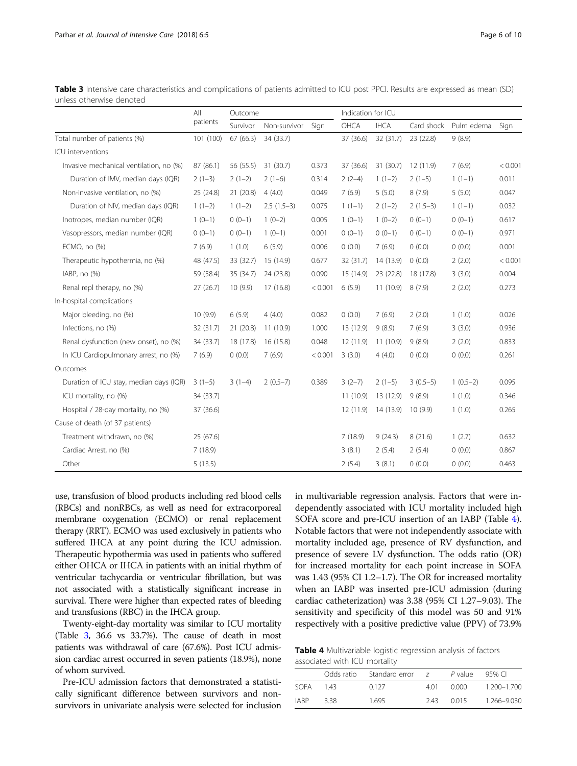**Table 3** Intensive care characteristics and complications of patients admitted to ICU post PPCI. Results are expressed as mean (SD) unless otherwise denoted

| | All patients | Outcome | | | Indication for ICU | | | | |
|---|---|---|---|---|---|---|---|---|---|
| | | Survivor | Non-survivor | Sign | OHCA | IHCA | Card shock | Pulm edema | Sign |
| Total number of patients (%) | 101 (100) | 67 (66.3) | 34 (33.7) | | 37 (36.6) | 32 (31.7) | 23 (22.8) | 9 (8.9) | |
| ICU interventions | | | | | | | | | |
| Invasive mechanical ventilation, no (%) | 87 (86.1) | 56 (55.5) | 31 (30.7) | 0.373 | 37 (36.6) | 31 (30.7) | 12 (11.9) | 7 (6.9) | < 0.001 |
| Duration of IMV, median days (IQR) | 2 (1–3) | 2 (1–2) | 2 (1–6) | 0.314 | 2 (2–4) | 1 (1–2) | 2 (1–5) | 1 (1–1) | 0.011 |
| Non-invasive ventilation, no (%) | 25 (24.8) | 21 (20.8) | 4 (4.0) | 0.049 | 7 (6.9) | 5 (5.0) | 8 (7.9) | 5 (5.0) | 0.047 |
| Duration of NIV, median days (IQR) | 1 (1–2) | 1 (1–2) | 2.5 (1.5–3) | 0.075 | 1 (1–1) | 2 (1–2) | 2 (1.5–3) | 1 (1–1) | 0.032 |
| Inotropes, median number (IQR) | 1 (0–1) | 0 (0–1) | 1 (0–2) | 0.005 | 1 (0–1) | 1 (0–2) | 0 (0–1) | 0 (0–1) | 0.617 |
| Vasopressors, median number (IQR) | 0 (0–1) | 0 (0–1) | 1 (0–1) | 0.001 | 0 (0–1) | 0 (0–1) | 0 (0–1) | 0 (0–1) | 0.971 |
| ECMO, no (%) | 7 (6.9) | 1 (1.0) | 6 (5.9) | 0.006 | 0 (0.0) | 7 (6.9) | 0 (0.0) | 0 (0.0) | 0.001 |
| Therapeutic hypothermia, no (%) | 48 (47.5) | 33 (32.7) | 15 (14.9) | 0.677 | 32 (31.7) | 14 (13.9) | 0 (0.0) | 2 (2.0) | < 0.001 |
| IABP, no (%) | 59 (58.4) | 35 (34.7) | 24 (23.8) | 0.090 | 15 (14.9) | 23 (22.8) | 18 (17.8) | 3 (3.0) | 0.004 |
| Renal repl therapy, no (%) | 27 (26.7) | 10 (9.9) | 17 (16.8) | < 0.001 | 6 (5.9) | 11 (10.9) | 8 (7.9) | 2 (2.0) | 0.273 |
| In-hospital complications | | | | | | | | | |
| Major bleeding, no (%) | 10 (9.9) | 6 (5.9) | 4 (4.0) | 0.082 | 0 (0.0) | 7 (6.9) | 2 (2.0) | 1 (1.0) | 0.026 |
| Infections, no (%) | 32 (31.7) | 21 (20.8) | 11 (10.9) | 1.000 | 13 (12.9) | 9 (8.9) | 7 (6.9) | 3 (3.0) | 0.936 |
| Renal dysfunction (new onset), no (%) | 34 (33.7) | 18 (17.8) | 16 (15.8) | 0.048 | 12 (11.9) | 11 (10.9) | 9 (8.9) | 2 (2.0) | 0.833 |
| In ICU Cardiopulmonary arrest, no (%) | 7 (6.9) | 0 (0.0) | 7 (6.9) | < 0.001 | 3 (3.0) | 4 (4.0) | 0 (0.0) | 0 (0.0) | 0.261 |
| Outcomes | | | | | | | | | |
| Duration of ICU stay, median days (IQR) | 3 (1–5) | 3 (1–4) | 2 (0.5–7) | 0.389 | 3 (2–7) | 2 (1–5) | 3 (0.5–5) | 1 (0.5–2) | 0.095 |
| ICU mortality, no (%) | 34 (33.7) | | | | 11 (10.9) | 13 (12.9) | 9 (8.9) | 1 (1.0) | 0.346 |
| Hospital / 28-day mortality, no (%) | 37 (36.6) | | | | 12 (11.9) | 14 (13.9) | 10 (9.9) | 1 (1.0) | 0.265 |
| Cause of death (of 37 patients) | | | | | | | | | |
| Treatment withdrawn, no (%) | 25 (67.6) | | | | 7 (18.9) | 9 (24.3) | 8 (21.6) | 1 (2.7) | 0.632 |
| Cardiac Arrest, no (%) | 7 (18.9) | | | | 3 (8.1) | 2 (5.4) | 2 (5.4) | 0 (0.0) | 0.867 |
| Other | 5 (13.5) | | | | 2 (5.4) | 3 (8.1) | 0 (0.0) | 0 (0.0) | 0.463 |

use, transfusion of blood products including red blood cells (RBCs) and nonRBCs, as well as need for extracorporeal membrane oxygenation (ECMO) or renal replacement therapy (RRT). ECMO was used exclusively in patients who suffered IHCA at any point during the ICU admission. Therapeutic hypothermia was used in patients who suffered either OHCA or IHCA in patients with an initial rhythm of ventricular tachycardia or ventricular fibrillation, but was not associated with a statistically significant increase in survival. There were higher than expected rates of bleeding and transfusions (RBC) in the IHCA group.

Twenty-eight-day mortality was similar to ICU mortality (Table 3, 36.6 vs 33.7%). The cause of death in most patients was withdrawal of care (67.6%). Post ICU admission cardiac arrest occurred in seven patients (18.9%), none of whom survived.

Pre-ICU admission factors that demonstrated a statistically significant difference between survivors and non-survivors in univariate analysis were selected for inclusion in multivariable regression analysis. Factors that were independently associated with ICU mortality included high SOFA score and pre-ICU insertion of an IABP (Table 4). Notable factors that were not independently associate with mortality included age, presence of RV dysfunction, and presence of severe LV dysfunction. The odds ratio (OR) for increased mortality for each point increase in SOFA was 1.43 (95% CI 1.2–1.7). The OR for increased mortality when an IABP was inserted pre-ICU admission (during cardiac catheterization) was 3.38 (95% CI 1.27–9.03). The sensitivity and specificity of this model was 50 and 91% respectively with a positive predictive value (PPV) of 73.9%

**Table 4** Multivariable logistic regression analysis of factors associated with ICU mortality

| | Odds ratio | Standard error | $z$ | $P$ value | 95% CI |
|---|---|---|---|---|---|
| SOFA | 1.43 | 0.127 | 4.01 | 0.000 | 1.200–1.700 |
| IABP | 3.38 | 1.695 | 2.43 | 0.015 | 1.266–9.030 |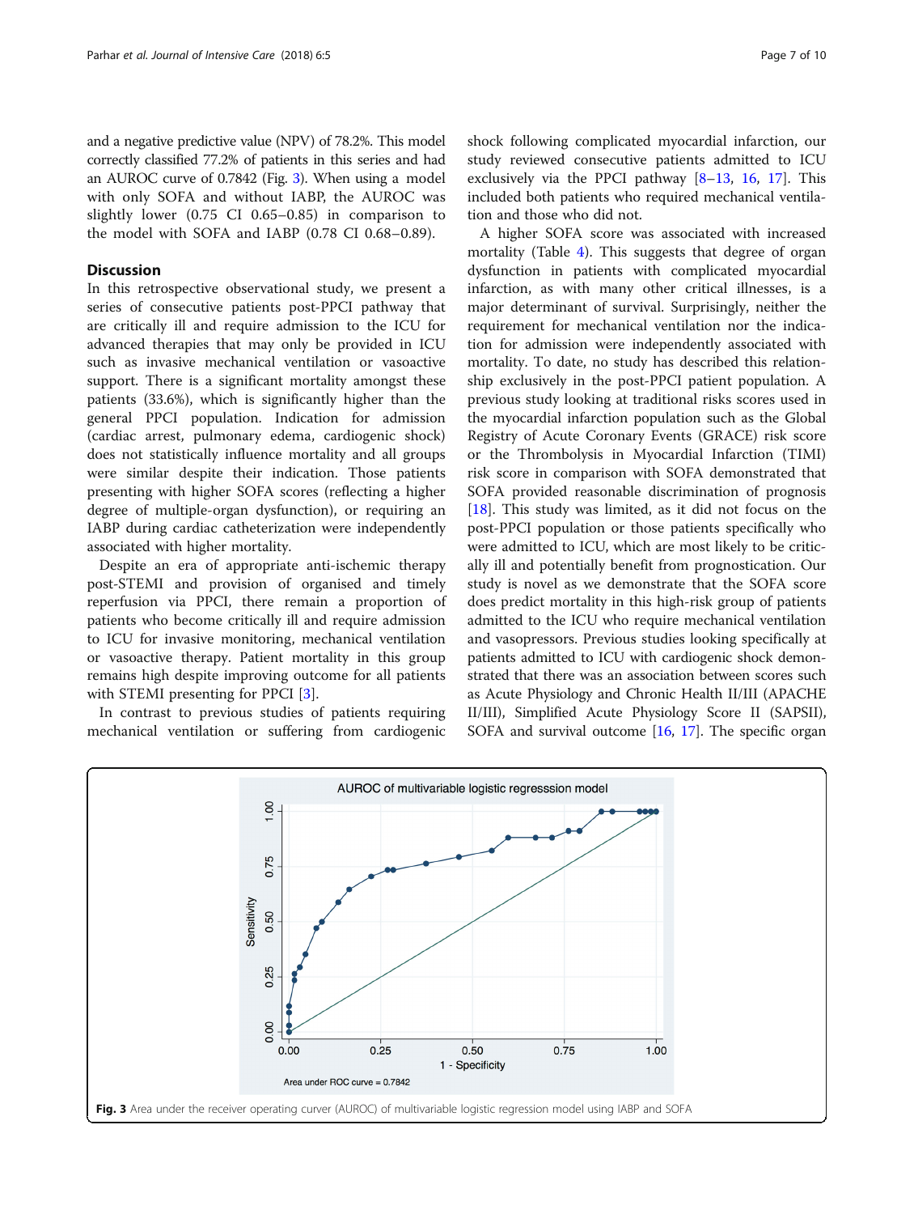and a negative predictive value (NPV) of 78.2%. This model correctly classified 77.2% of patients in this series and had an AUROC curve of 0.7842 (Fig. 3). When using a model with only SOFA and without IABP, the AUROC was slightly lower (0.75 CI 0.65–0.85) in comparison to the model with SOFA and IABP (0.78 CI 0.68–0.89).

## Discussion

In this retrospective observational study, we present a series of consecutive patients post-PPCI pathway that are critically ill and require admission to the ICU for advanced therapies that may only be provided in ICU such as invasive mechanical ventilation or vasoactive support. There is a significant mortality amongst these patients (33.6%), which is significantly higher than the general PPCI population. Indication for admission (cardiac arrest, pulmonary edema, cardiogenic shock) does not statistically influence mortality and all groups were similar despite their indication. Those patients presenting with higher SOFA scores (reflecting a higher degree of multiple-organ dysfunction), or requiring an IABP during cardiac catheterization were independently associated with higher mortality.

Despite an era of appropriate anti-ischemic therapy post-STEMI and provision of organised and timely reperfusion via PPCI, there remain a proportion of patients who become critically ill and require admission to ICU for invasive monitoring, mechanical ventilation or vasoactive therapy. Patient mortality in this group remains high despite improving outcome for all patients with STEMI presenting for PPCI [3].

In contrast to previous studies of patients requiring mechanical ventilation or suffering from cardiogenic shock following complicated myocardial infarction, our study reviewed consecutive patients admitted to ICU exclusively via the PPCI pathway [8–13, 16, 17]. This included both patients who required mechanical ventilation and those who did not.

A higher SOFA score was associated with increased mortality (Table 4). This suggests that degree of organ dysfunction in patients with complicated myocardial infarction, as with many other critical illnesses, is a major determinant of survival. Surprisingly, neither the requirement for mechanical ventilation nor the indication for admission were independently associated with mortality. To date, no study has described this relationship exclusively in the post-PPCI patient population. A previous study looking at traditional risks scores used in the myocardial infarction population such as the Global Registry of Acute Coronary Events (GRACE) risk score or the Thrombolysis in Myocardial Infarction (TIMI) risk score in comparison with SOFA demonstrated that SOFA provided reasonable discrimination of prognosis [18]. This study was limited, as it did not focus on the post-PPCI population or those patients specifically who were admitted to ICU, which are most likely to be critically ill and potentially benefit from prognostication. Our study is novel as we demonstrate that the SOFA score does predict mortality in this high-risk group of patients admitted to the ICU who require mechanical ventilation and vasopressors. Previous studies looking specifically at patients admitted to ICU with cardiogenic shock demonstrated that there was an association between scores such as Acute Physiology and Chronic Health II/III (APACHE II/III), Simplified Acute Physiology Score II (SAPSII), SOFA and survival outcome [16, 17]. The specific organ

**Fig. 3** Area under the receiver operating curver (AUROC) of multivariable logistic regression model using IABP and SOFA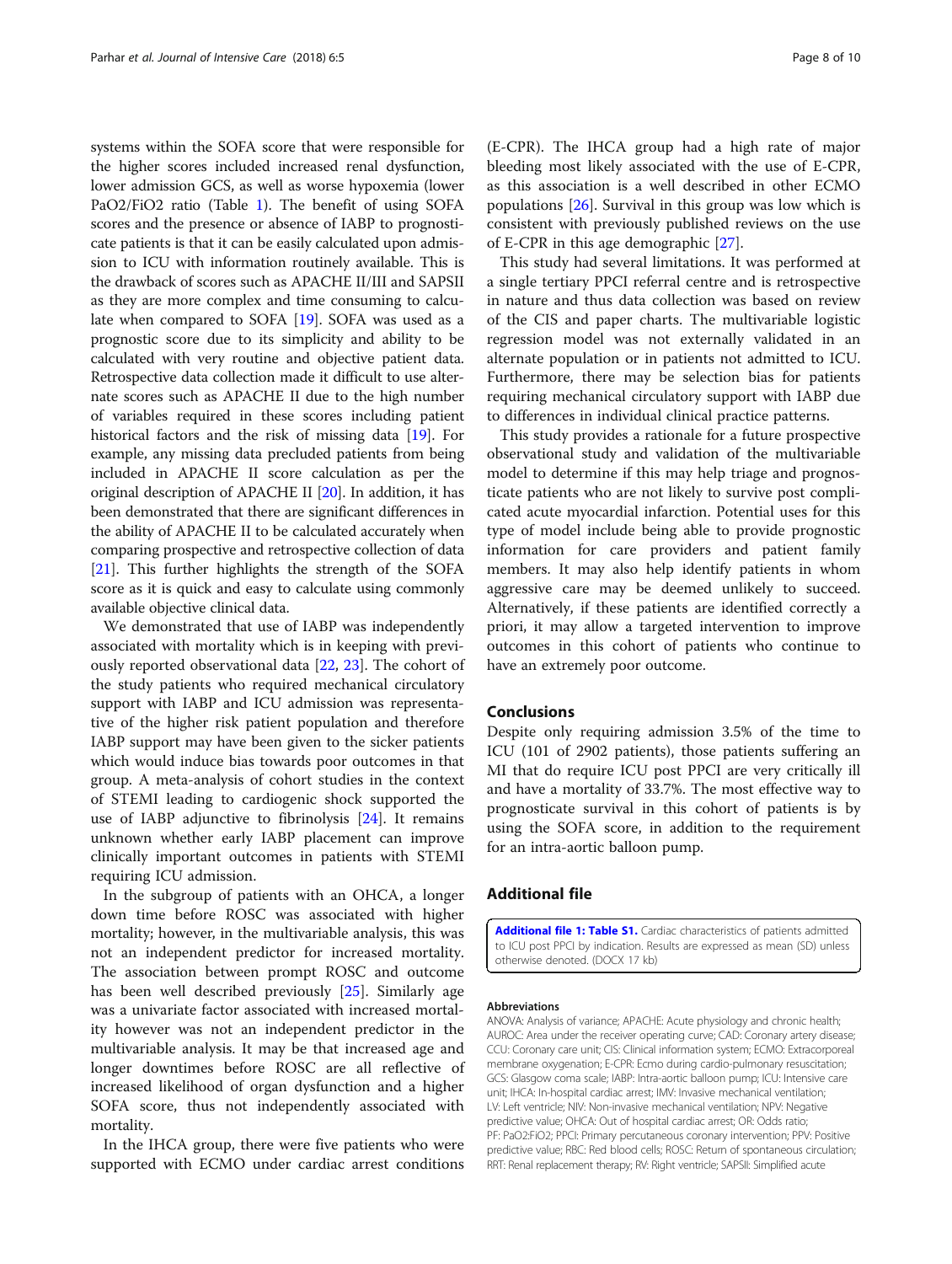systems within the SOFA score that were responsible for the higher scores included increased renal dysfunction, lower admission GCS, as well as worse hypoxemia (lower PaO2/FiO2 ratio (Table 1). The benefit of using SOFA scores and the presence or absence of IABP to prognosticate patients is that it can be easily calculated upon admission to ICU with information routinely available. This is the drawback of scores such as APACHE II/III and SAPSII as they are more complex and time consuming to calculate when compared to SOFA [19]. SOFA was used as a prognostic score due to its simplicity and ability to be calculated with very routine and objective patient data. Retrospective data collection made it difficult to use alternate scores such as APACHE II due to the high number of variables required in these scores including patient historical factors and the risk of missing data [19]. For example, any missing data precluded patients from being included in APACHE II score calculation as per the original description of APACHE II [20]. In addition, it has been demonstrated that there are significant differences in the ability of APACHE II to be calculated accurately when comparing prospective and retrospective collection of data [21]. This further highlights the strength of the SOFA score as it is quick and easy to calculate using commonly available objective clinical data.

We demonstrated that use of IABP was independently associated with mortality which is in keeping with previously reported observational data [22, 23]. The cohort of the study patients who required mechanical circulatory support with IABP and ICU admission was representative of the higher risk patient population and therefore IABP support may have been given to the sicker patients which would induce bias towards poor outcomes in that group. A meta-analysis of cohort studies in the context of STEMI leading to cardiogenic shock supported the use of IABP adjunctive to fibrinolysis [24]. It remains unknown whether early IABP placement can improve clinically important outcomes in patients with STEMI requiring ICU admission.

In the subgroup of patients with an OHCA, a longer down time before ROSC was associated with higher mortality; however, in the multivariable analysis, this was not an independent predictor for increased mortality. The association between prompt ROSC and outcome has been well described previously [25]. Similarly age was a univariate factor associated with increased mortality however was not an independent predictor in the multivariable analysis. It may be that increased age and longer downtimes before ROSC are all reflective of increased likelihood of organ dysfunction and a higher SOFA score, thus not independently associated with mortality.

In the IHCA group, there were five patients who were supported with ECMO under cardiac arrest conditions (E-CPR). The IHCA group had a high rate of major bleeding most likely associated with the use of E-CPR, as this association is a well described in other ECMO populations [26]. Survival in this group was low which is consistent with previously published reviews on the use of E-CPR in this age demographic [27].

This study had several limitations. It was performed at a single tertiary PPCI referral centre and is retrospective in nature and thus data collection was based on review of the CIS and paper charts. The multivariable logistic regression model was not externally validated in an alternate population or in patients not admitted to ICU. Furthermore, there may be selection bias for patients requiring mechanical circulatory support with IABP due to differences in individual clinical practice patterns.

This study provides a rationale for a future prospective observational study and validation of the multivariable model to determine if this may help triage and prognosticate patients who are not likely to survive post complicated acute myocardial infarction. Potential uses for this type of model include being able to provide prognostic information for care providers and patient family members. It may also help identify patients in whom aggressive care may be deemed unlikely to succeed. Alternatively, if these patients are identified correctly a priori, it may allow a targeted intervention to improve outcomes in this cohort of patients who continue to have an extremely poor outcome.

## Conclusions

Despite only requiring admission 3.5% of the time to ICU (101 of 2902 patients), those patients suffering an MI that do require ICU post PPCI are very critically ill and have a mortality of 33.7%. The most effective way to prognosticate survival in this cohort of patients is by using the SOFA score, in addition to the requirement for an intra-aortic balloon pump.

## Additional file

**Additional file 1: Table S1.** Cardiac characteristics of patients admitted to ICU post PPCI by indication. Results are expressed as mean (SD) unless otherwise denoted. (DOCX 17 kb)

#### Abbreviations

ANOVA: Analysis of variance; APACHE: Acute physiology and chronic health; AUROC: Area under the receiver operating curve; CAD: Coronary artery disease; CCU: Coronary care unit; CIS: Clinical information system; ECMO: Extracorporeal membrane oxygenation; E-CPR: Ecmo during cardio-pulmonary resuscitation; GCS: Glasgow coma scale; IABP: Intra-aortic balloon pump; ICU: Intensive care unit; IHCA: In-hospital cardiac arrest; IMV: Invasive mechanical ventilation; LV: Left ventricle; NIV: Non-invasive mechanical ventilation; NPV: Negative predictive value; OHCA: Out of hospital cardiac arrest; OR: Odds ratio; PF: PaO2:FiO2; PPCI: Primary percutaneous coronary intervention; PPV: Positive predictive value; RBC: Red blood cells; ROSC: Return of spontaneous circulation; RRT: Renal replacement therapy; RV: Right ventricle; SAPSII: Simplified acute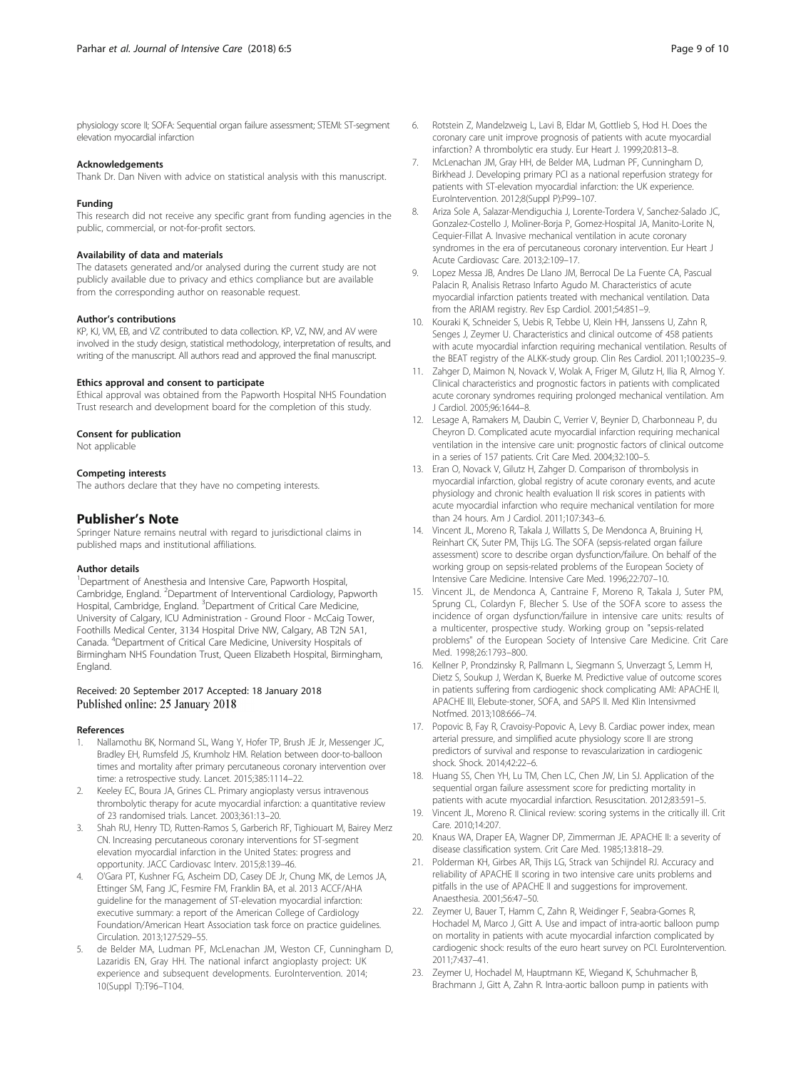physiology score II; SOFA: Sequential organ failure assessment; STEMI: ST-segment elevation myocardial infarction

#### Acknowledgements

Thank Dr. Dan Niven with advice on statistical analysis with this manuscript.

#### Funding

This research did not receive any specific grant from funding agencies in the public, commercial, or not-for-profit sectors.

#### Availability of data and materials

The datasets generated and/or analysed during the current study are not publicly available due to privacy and ethics compliance but are available from the corresponding author on reasonable request.

#### Author's contributions

KP, KJ, VM, EB, and VZ contributed to data collection. KP, VZ, NW, and AV were involved in the study design, statistical methodology, interpretation of results, and writing of the manuscript. All authors read and approved the final manuscript.

#### Ethics approval and consent to participate

Ethical approval was obtained from the Papworth Hospital NHS Foundation Trust research and development board for the completion of this study.

#### Consent for publication

Not applicable

#### Competing interests

The authors declare that they have no competing interests.

## Publisher's Note

Springer Nature remains neutral with regard to jurisdictional claims in published maps and institutional affiliations.

#### Author details

[1]Department of Anesthesia and Intensive Care, Papworth Hospital, Cambridge, England. [2]Department of Interventional Cardiology, Papworth Hospital, Cambridge, England. [3]Department of Critical Care Medicine, University of Calgary, ICU Administration - Ground Floor - McCaig Tower, Foothills Medical Center, 3134 Hospital Drive NW, Calgary, AB T2N 5A1, Canada. [4]Department of Critical Care Medicine, University Hospitals of Birmingham NHS Foundation Trust, Queen Elizabeth Hospital, Birmingham, England.

Received: 20 September 2017 Accepted: 18 January 2018
Published online: 25 January 2018

#### References

1. Nallamothu BK, Normand SL, Wang Y, Hofer TP, Brush JE Jr, Messenger JC, Bradley EH, Rumsfeld JS, Krumholz HM. Relation between door-to-balloon times and mortality after primary percutaneous coronary intervention over time: a retrospective study. Lancet. 2015;385:1114–22.
2. Keeley EC, Boura JA, Grines CL. Primary angioplasty versus intravenous thrombolytic therapy for acute myocardial infarction: a quantitative review of 23 randomised trials. Lancet. 2003;361:13–20.
3. Shah RU, Henry TD, Rutten-Ramos S, Garberich RF, Tighiouart M, Bairey Merz CN. Increasing percutaneous coronary interventions for ST-segment elevation myocardial infarction in the United States: progress and opportunity. JACC Cardiovasc Interv. 2015;8:139–46.
4. O'Gara PT, Kushner FG, Ascheim DD, Casey DE Jr, Chung MK, de Lemos JA, Ettinger SM, Fang JC, Fesmire FM, Franklin BA, et al. 2013 ACCF/AHA guideline for the management of ST-elevation myocardial infarction: executive summary: a report of the American College of Cardiology Foundation/American Heart Association task force on practice guidelines. Circulation. 2013;127:529–55.
5. de Belder MA, Ludman PF, McLenachan JM, Weston CF, Cunningham D, Lazaridis EN, Gray HH. The national infarct angioplasty project: UK experience and subsequent developments. EuroIntervention. 2014; 10(Suppl T):T96–T104.
6. Rotstein Z, Mandelzweig L, Lavi B, Eldar M, Gottlieb S, Hod H. Does the coronary care unit improve prognosis of patients with acute myocardial infarction? A thrombolytic era study. Eur Heart J. 1999;20:813–8.
7. McLenachan JM, Gray HH, de Belder MA, Ludman PF, Cunningham D, Birkhead J. Developing primary PCI as a national reperfusion strategy for patients with ST-elevation myocardial infarction: the UK experience. EuroIntervention. 2012;8(Suppl P):P99–107.
8. Ariza Sole A, Salazar-Mendiguchia J, Lorente-Tordera V, Sanchez-Salado JC, Gonzalez-Costello J, Moliner-Borja P, Gomez-Hospital JA, Manito-Lorite N, Cequier-Fillat A. Invasive mechanical ventilation in acute coronary syndromes in the era of percutaneous coronary intervention. Eur Heart J Acute Cardiovasc Care. 2013;2:109–17.
9. Lopez Messa JB, Andres De Llano JM, Berrocal De La Fuente CA, Pascual Palacin R, Analisis Retraso Infarto Agudo M. Characteristics of acute myocardial infarction patients treated with mechanical ventilation. Data from the ARIAM registry. Rev Esp Cardiol. 2001;54:851–9.
10. Kouraki K, Schneider S, Uebis R, Tebbe U, Klein HH, Janssens U, Zahn R, Senges J, Zeymer U. Characteristics and clinical outcome of 458 patients with acute myocardial infarction requiring mechanical ventilation. Results of the BEAT registry of the ALKK-study group. Clin Res Cardiol. 2011;100:235–9.
11. Zahger D, Maimon N, Novack V, Wolak A, Friger M, Gilutz H, Ilia R, Almog Y. Clinical characteristics and prognostic factors in patients with complicated acute coronary syndromes requiring prolonged mechanical ventilation. Am J Cardiol. 2005;96:1644–8.
12. Lesage A, Ramakers M, Daubin C, Verrier V, Beynier D, Charbonneau P, du Cheyron D. Complicated acute myocardial infarction requiring mechanical ventilation in the intensive care unit: prognostic factors of clinical outcome in a series of 157 patients. Crit Care Med. 2004;32:100–5.
13. Eran O, Novack V, Gilutz H, Zahger D. Comparison of thrombolysis in myocardial infarction, global registry of acute coronary events, and acute physiology and chronic health evaluation II risk scores in patients with acute myocardial infarction who require mechanical ventilation for more than 24 hours. Am J Cardiol. 2011;107:343–6.
14. Vincent JL, Moreno R, Takala J, Willatts S, De Mendonca A, Bruining H, Reinhart CK, Suter PM, Thijs LG. The SOFA (sepsis-related organ failure assessment) score to describe organ dysfunction/failure. On behalf of the working group on sepsis-related problems of the European Society of Intensive Care Medicine. Intensive Care Med. 1996;22:707–10.
15. Vincent JL, de Mendonca A, Cantraine F, Moreno R, Takala J, Suter PM, Sprung CL, Colardyn F, Blecher S. Use of the SOFA score to assess the incidence of organ dysfunction/failure in intensive care units: results of a multicenter, prospective study. Working group on "sepsis-related problems" of the European Society of Intensive Care Medicine. Crit Care Med. 1998;26:1793–800.
16. Kellner P, Prondzinsky R, Pallmann L, Siegmann S, Unverzagt S, Lemm H, Dietz S, Soukup J, Werdan K, Buerke M. Predictive value of outcome scores in patients suffering from cardiogenic shock complicating AMI: APACHE II, APACHE III, Elebute-stoner, SOFA, and SAPS II. Med Klin Intensivmed Notfmed. 2013;108:666–74.
17. Popovic B, Fay R, Cravoisy-Popovic A, Levy B. Cardiac power index, mean arterial pressure, and simplified acute physiology score II are strong predictors of survival and response to revascularization in cardiogenic shock. Shock. 2014;42:22–6.
18. Huang SS, Chen YH, Lu TM, Chen LC, Chen JW, Lin SJ. Application of the sequential organ failure assessment score for predicting mortality in patients with acute myocardial infarction. Resuscitation. 2012;83:591–5.
19. Vincent JL, Moreno R. Clinical review: scoring systems in the critically ill. Crit Care. 2010;14:207.
20. Knaus WA, Draper EA, Wagner DP, Zimmerman JE. APACHE II: a severity of disease classification system. Crit Care Med. 1985;13:818–29.
21. Polderman KH, Girbes AR, Thijs LG, Strack van Schijndel RJ. Accuracy and reliability of APACHE II scoring in two intensive care units problems and pitfalls in the use of APACHE II and suggestions for improvement. Anaesthesia. 2001;56:47–50.
22. Zeymer U, Bauer T, Hamm C, Zahn R, Weidinger F, Seabra-Gomes R, Hochadel M, Marco J, Gitt A. Use and impact of intra-aortic balloon pump on mortality in patients with acute myocardial infarction complicated by cardiogenic shock: results of the euro heart survey on PCI. EuroIntervention. 2011;7:437–41.
23. Zeymer U, Hochadel M, Hauptmann KE, Wiegand K, Schuhmacher B, Brachmann J, Gitt A, Zahn R. Intra-aortic balloon pump in patients with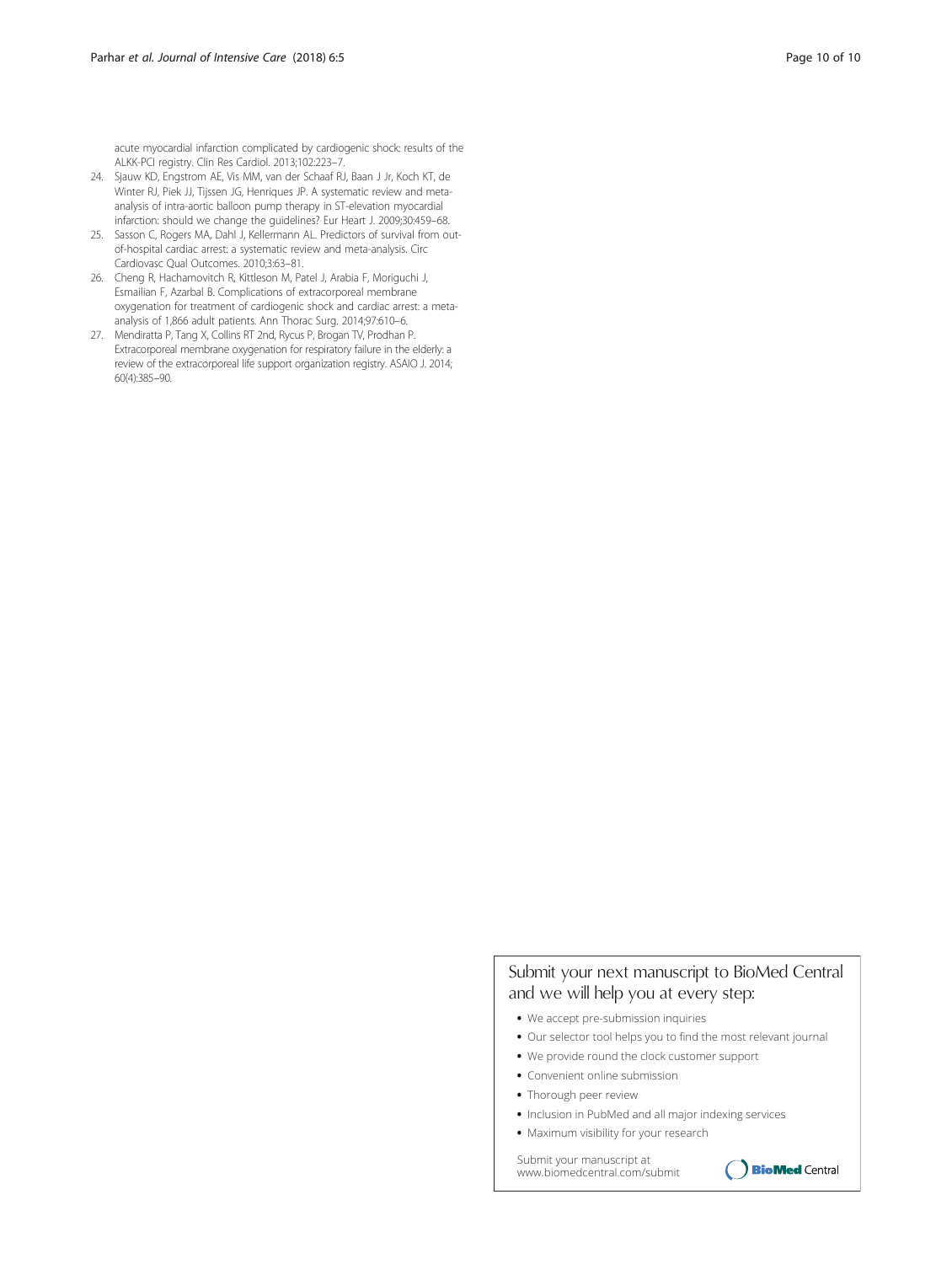acute myocardial infarction complicated by cardiogenic shock: results of the ALKK-PCI registry. Clin Res Cardiol. 2013;102:223–7.

24. Sjauw KD, Engstrom AE, Vis MM, van der Schaaf RJ, Baan J Jr, Koch KT, de Winter RJ, Piek JJ, Tijssen JG, Henriques JP. A systematic review and meta-analysis of intra-aortic balloon pump therapy in ST-elevation myocardial infarction: should we change the guidelines? Eur Heart J. 2009;30:459–68.
25. Sasson C, Rogers MA, Dahl J, Kellermann AL. Predictors of survival from out-of-hospital cardiac arrest: a systematic review and meta-analysis. Circ Cardiovasc Qual Outcomes. 2010;3:63–81.
26. Cheng R, Hachamovitch R, Kittleson M, Patel J, Arabia F, Moriguchi J, Esmailian F, Azarbal B. Complications of extracorporeal membrane oxygenation for treatment of cardiogenic shock and cardiac arrest: a meta-analysis of 1,866 adult patients. Ann Thorac Surg. 2014;97:610–6.
27. Mendiratta P, Tang X, Collins RT 2nd, Rycus P, Brogan TV, Prodhan P. Extracorporeal membrane oxygenation for respiratory failure in the elderly: a review of the extracorporeal life support organization registry. ASAIO J. 2014; 60(4):385–90.

Submit your next manuscript to BioMed Central and we will help you at every step:

- We accept pre-submission inquiries
- Our selector tool helps you to find the most relevant journal
- We provide round the clock customer support
- Convenient online submission
- Thorough peer review
- Inclusion in PubMed and all major indexing services
- Maximum visibility for your research

Submit your manuscript at www.biomedcentral.com/submit

BioMed Central